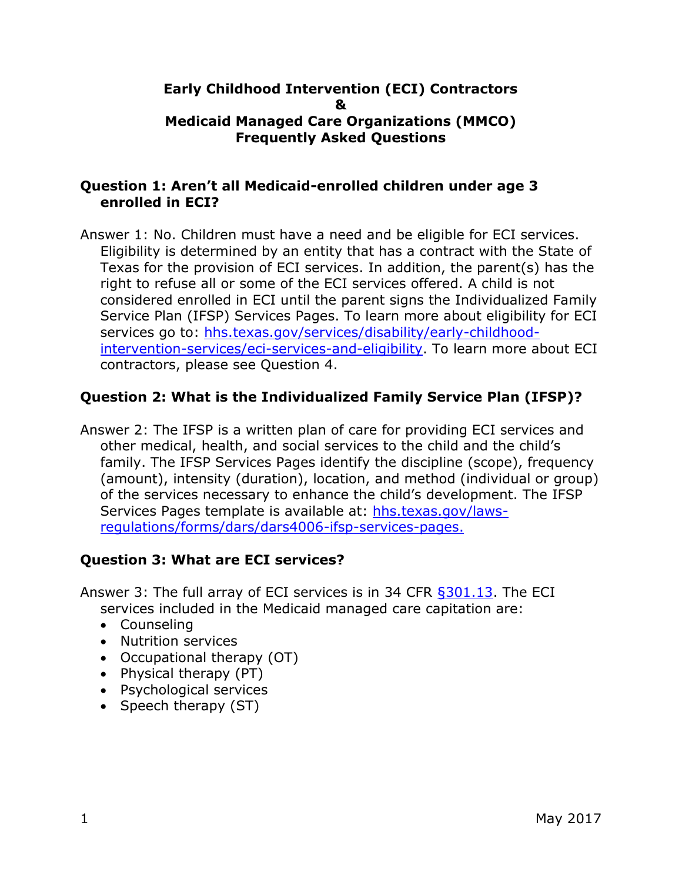# Early Childhood Intervention (ECI) Contractors & Medicaid Managed Care Organizations (MMCO) Frequently Asked Questions

**Question 1: Aren't all Medicaid-enrolled children under age 3 enrolled in ECI?**

Answer 1: No. Children must have a need and be eligible for ECI services. Eligibility is determined by an entity that has a contract with the State of Texas for the provision of ECI services. In addition, the parent(s) has the right to refuse all or some of the ECI services offered. A child is not considered enrolled in ECI until the parent signs the Individualized Family Service Plan (IFSP) Services Pages. To learn more about eligibility for ECI services go to: [hhs.texas.gov/services/disability/early-childhood-intervention-services/eci-services-and-eligibility](hhs.texas.gov/services/disability/early-childhood-intervention-services/eci-services-and-eligibility). To learn more about ECI contractors, please see Question 4.

**Question 2: What is the Individualized Family Service Plan (IFSP)?**

Answer 2: The IFSP is a written plan of care for providing ECI services and other medical, health, and social services to the child and the child's family. The IFSP Services Pages identify the discipline (scope), frequency (amount), intensity (duration), location, and method (individual or group) of the services necessary to enhance the child's development. The IFSP Services Pages template is available at: [hhs.texas.gov/laws-regulations/forms/dars/dars4006-ifsp-services-pages.](hhs.texas.gov/laws-regulations/forms/dars/dars4006-ifsp-services-pages)

**Question 3: What are ECI services?**

Answer 3: The full array of ECI services is in 34 CFR §301.13. The ECI services included in the Medicaid managed care capitation are:

- Counseling
- Nutrition services
- Occupational therapy (OT)
- Physical therapy (PT)
- Psychological services
- Speech therapy (ST)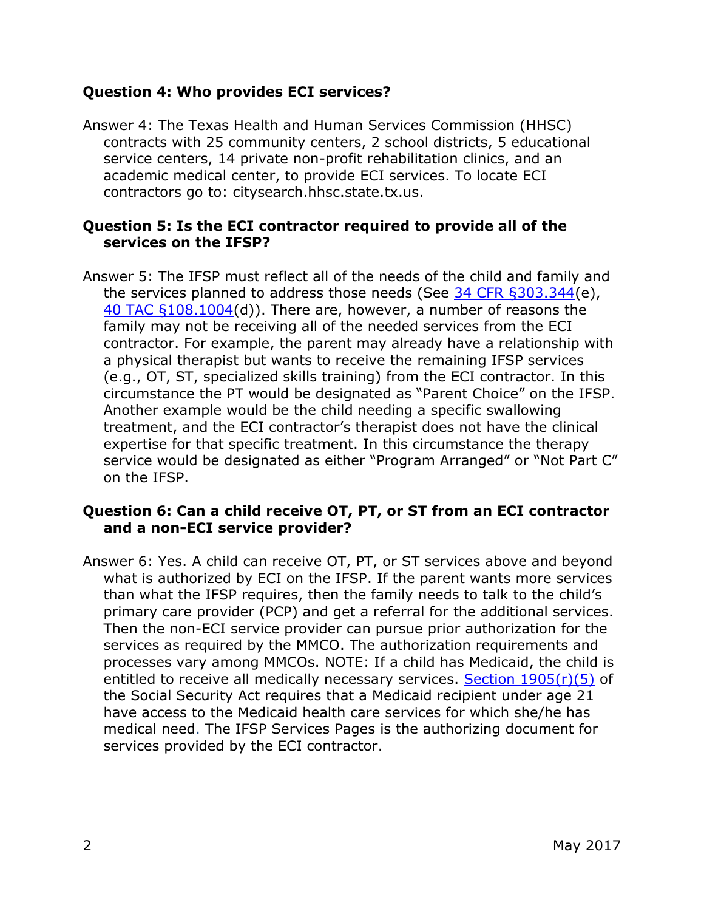**Question 4: Who provides ECI services?**

Answer 4: The Texas Health and Human Services Commission (HHSC) contracts with 25 community centers, 2 school districts, 5 educational service centers, 14 private non-profit rehabilitation clinics, and an academic medical center, to provide ECI services. To locate ECI contractors go to: citysearch.hhsc.state.tx.us.

**Question 5: Is the ECI contractor required to provide all of the services on the IFSP?**

Answer 5: The IFSP must reflect all of the needs of the child and family and the services planned to address those needs (See 34 CFR §303.344(e), 40 TAC §108.1004(d)). There are, however, a number of reasons the family may not be receiving all of the needed services from the ECI contractor. For example, the parent may already have a relationship with a physical therapist but wants to receive the remaining IFSP services (e.g., OT, ST, specialized skills training) from the ECI contractor. In this circumstance the PT would be designated as "Parent Choice" on the IFSP. Another example would be the child needing a specific swallowing treatment, and the ECI contractor's therapist does not have the clinical expertise for that specific treatment. In this circumstance the therapy service would be designated as either "Program Arranged" or "Not Part C" on the IFSP.

**Question 6: Can a child receive OT, PT, or ST from an ECI contractor and a non-ECI service provider?**

Answer 6: Yes. A child can receive OT, PT, or ST services above and beyond what is authorized by ECI on the IFSP. If the parent wants more services than what the IFSP requires, then the family needs to talk to the child's primary care provider (PCP) and get a referral for the additional services. Then the non-ECI service provider can pursue prior authorization for the services as required by the MMCO. The authorization requirements and processes vary among MMCOs. NOTE: If a child has Medicaid, the child is entitled to receive all medically necessary services. Section 1905(r)(5) of the Social Security Act requires that a Medicaid recipient under age 21 have access to the Medicaid health care services for which she/he has medical need. The IFSP Services Pages is the authorizing document for services provided by the ECI contractor.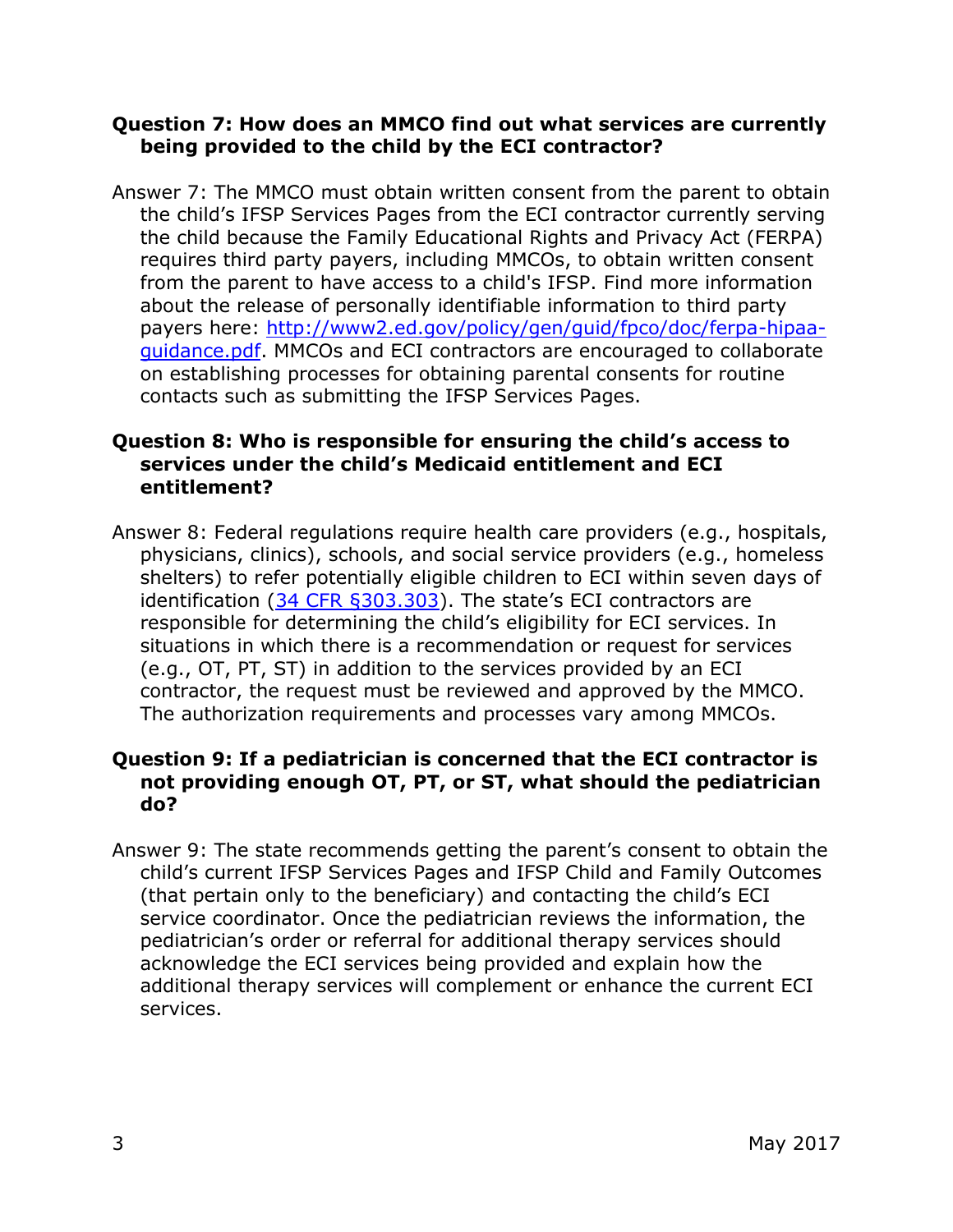**Question 7: How does an MMCO find out what services are currently being provided to the child by the ECI contractor?**

Answer 7: The MMCO must obtain written consent from the parent to obtain the child's IFSP Services Pages from the ECI contractor currently serving the child because the Family Educational Rights and Privacy Act (FERPA) requires third party payers, including MMCOs, to obtain written consent from the parent to have access to a child's IFSP. Find more information about the release of personally identifiable information to third party payers here: [http://www2.ed.gov/policy/gen/guid/fpco/doc/ferpa-hipaa-guidance.pdf](http://www2.ed.gov/policy/gen/guid/fpco/doc/ferpa-hipaa-guidance.pdf). MMCOs and ECI contractors are encouraged to collaborate on establishing processes for obtaining parental consents for routine contacts such as submitting the IFSP Services Pages.

**Question 8: Who is responsible for ensuring the child's access to services under the child's Medicaid entitlement and ECI entitlement?**

Answer 8: Federal regulations require health care providers (e.g., hospitals, physicians, clinics), schools, and social service providers (e.g., homeless shelters) to refer potentially eligible children to ECI within seven days of identification (34 CFR §303.303). The state's ECI contractors are responsible for determining the child's eligibility for ECI services. In situations in which there is a recommendation or request for services (e.g., OT, PT, ST) in addition to the services provided by an ECI contractor, the request must be reviewed and approved by the MMCO. The authorization requirements and processes vary among MMCOs.

**Question 9: If a pediatrician is concerned that the ECI contractor is not providing enough OT, PT, or ST, what should the pediatrician do?**

Answer 9: The state recommends getting the parent's consent to obtain the child's current IFSP Services Pages and IFSP Child and Family Outcomes (that pertain only to the beneficiary) and contacting the child's ECI service coordinator. Once the pediatrician reviews the information, the pediatrician's order or referral for additional therapy services should acknowledge the ECI services being provided and explain how the additional therapy services will complement or enhance the current ECI services.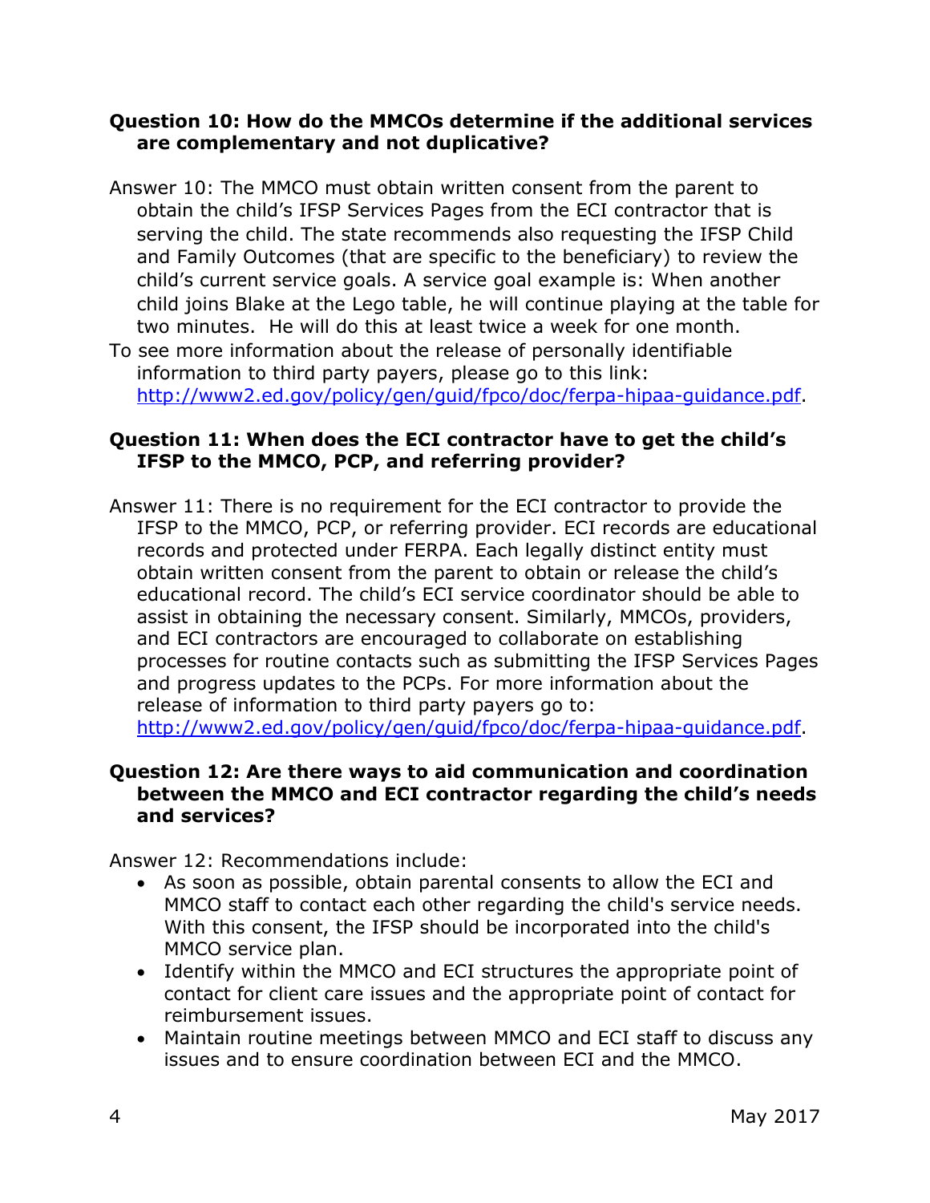**Question 10: How do the MMCOs determine if the additional services are complementary and not duplicative?**

Answer 10: The MMCO must obtain written consent from the parent to obtain the child's IFSP Services Pages from the ECI contractor that is serving the child. The state recommends also requesting the IFSP Child and Family Outcomes (that are specific to the beneficiary) to review the child's current service goals. A service goal example is: When another child joins Blake at the Lego table, he will continue playing at the table for two minutes. He will do this at least twice a week for one month.

To see more information about the release of personally identifiable information to third party payers, please go to this link: [http://www2.ed.gov/policy/gen/guid/fpco/doc/ferpa-hipaa-guidance.pdf](http://www2.ed.gov/policy/gen/guid/fpco/doc/ferpa-hipaa-guidance.pdf).

**Question 11: When does the ECI contractor have to get the child's IFSP to the MMCO, PCP, and referring provider?**

Answer 11: There is no requirement for the ECI contractor to provide the IFSP to the MMCO, PCP, or referring provider. ECI records are educational records and protected under FERPA. Each legally distinct entity must obtain written consent from the parent to obtain or release the child's educational record. The child's ECI service coordinator should be able to assist in obtaining the necessary consent. Similarly, MMCOs, providers, and ECI contractors are encouraged to collaborate on establishing processes for routine contacts such as submitting the IFSP Services Pages and progress updates to the PCPs. For more information about the release of information to third party payers go to: [http://www2.ed.gov/policy/gen/guid/fpco/doc/ferpa-hipaa-guidance.pdf](http://www2.ed.gov/policy/gen/guid/fpco/doc/ferpa-hipaa-guidance.pdf).

**Question 12: Are there ways to aid communication and coordination between the MMCO and ECI contractor regarding the child's needs and services?**

Answer 12: Recommendations include:

- As soon as possible, obtain parental consents to allow the ECI and MMCO staff to contact each other regarding the child's service needs. With this consent, the IFSP should be incorporated into the child's MMCO service plan.
- Identify within the MMCO and ECI structures the appropriate point of contact for client care issues and the appropriate point of contact for reimbursement issues.
- Maintain routine meetings between MMCO and ECI staff to discuss any issues and to ensure coordination between ECI and the MMCO.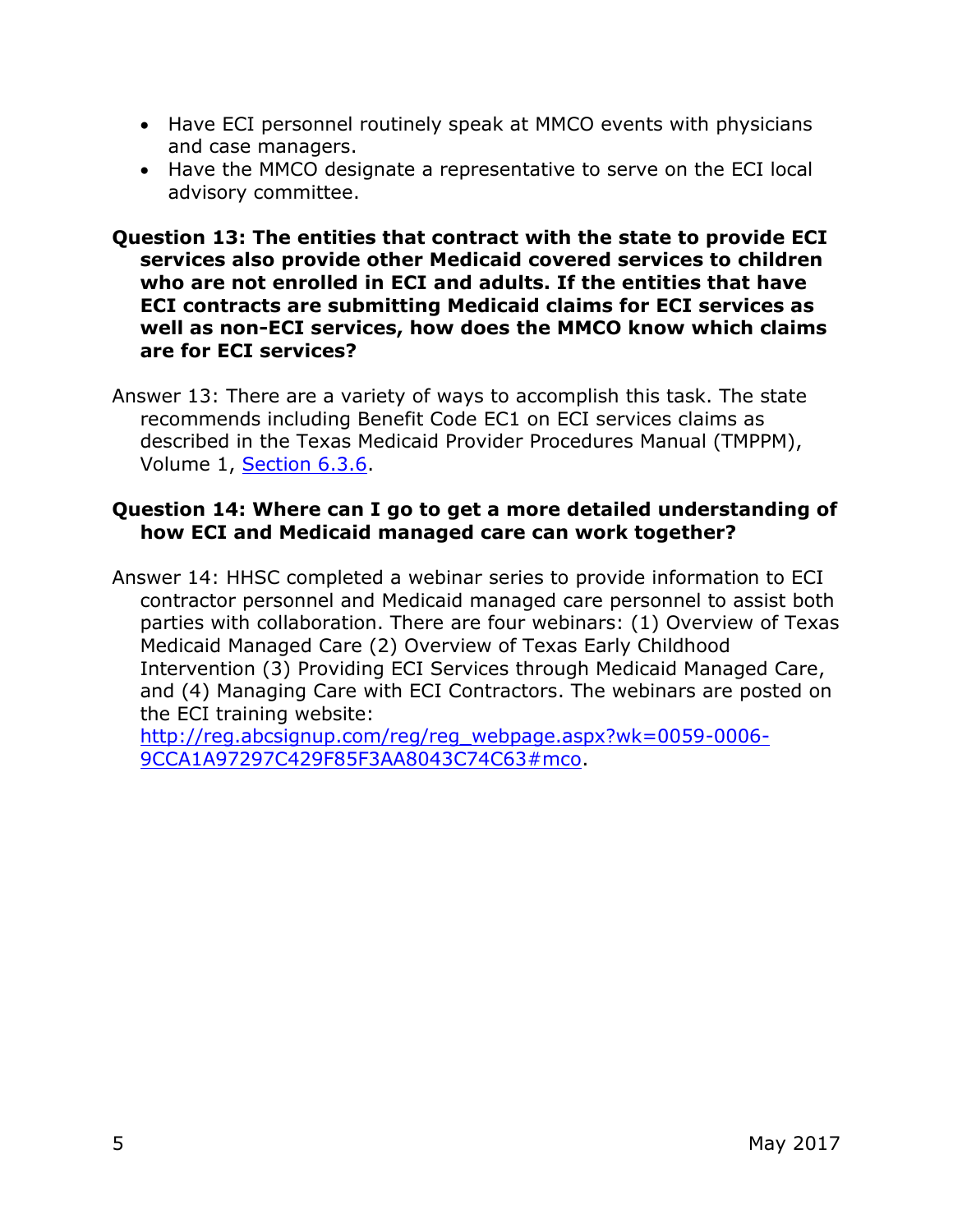- Have ECI personnel routinely speak at MMCO events with physicians and case managers.
- Have the MMCO designate a representative to serve on the ECI local advisory committee.

**Question 13: The entities that contract with the state to provide ECI services also provide other Medicaid covered services to children who are not enrolled in ECI and adults. If the entities that have ECI contracts are submitting Medicaid claims for ECI services as well as non-ECI services, how does the MMCO know which claims are for ECI services?**

Answer 13: There are a variety of ways to accomplish this task. The state recommends including Benefit Code EC1 on ECI services claims as described in the Texas Medicaid Provider Procedures Manual (TMPPM), Volume 1, [Section 6.3.6](Section 6.3.6).

**Question 14: Where can I go to get a more detailed understanding of how ECI and Medicaid managed care can work together?**

Answer 14: HHSC completed a webinar series to provide information to ECI contractor personnel and Medicaid managed care personnel to assist both parties with collaboration. There are four webinars: (1) Overview of Texas Medicaid Managed Care (2) Overview of Texas Early Childhood Intervention (3) Providing ECI Services through Medicaid Managed Care, and (4) Managing Care with ECI Contractors. The webinars are posted on the ECI training website: [http://reg.abcsignup.com/reg/reg_webpage.aspx?wk=0059-0006-9CCA1A97297C429F85F3AA8043C74C63#mco](http://reg.abcsignup.com/reg/reg_webpage.aspx?wk=0059-0006-9CCA1A97297C429F85F3AA8043C74C63#mco).